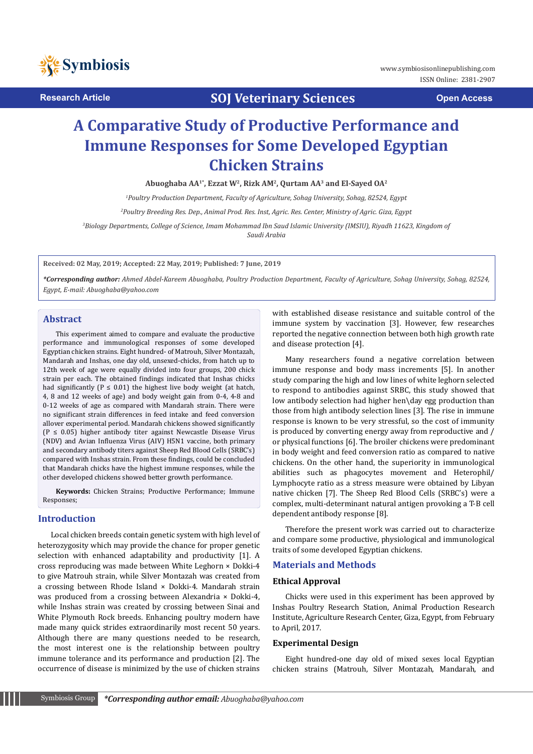Research Article

SOJ Veterinary Sciences

Open Access

# A Comparative Study of Productive Performance and Immune Responses for Some Developed Egyptian Chicken Strains

**Abuoghaba AA[1*], Ezzat W[2], Rizk AM[2], Qurtam AA[3] and El-Sayed OA[2]**

*[1]Poultry Production Department, Faculty of Agriculture, Sohag University, Sohag, 82524, Egypt*

*[2]Poultry Breeding Res. Dep., Animal Prod. Res. Inst, Agric. Res. Center, Ministry of Agric. Giza, Egypt*

*[3]Biology Departments, College of Science, Imam Mohammad Ibn Saud Islamic University (IMSIU), Riyadh 11623, Kingdom of Saudi Arabia*

**Received: 02 May, 2019; Accepted: 22 May, 2019; Published: 7 June, 2019**

***\*Corresponding author:** Ahmed Abdel-Kareem Abuoghaba, Poultry Production Department, Faculty of Agriculture, Sohag University, Sohag, 82524, Egypt, E-mail: Abuoghaba@yahoo.com*

## Abstract

This experiment aimed to compare and evaluate the productive performance and immunological responses of some developed Egyptian chicken strains. Eight hundred- of Matrouh, Silver Montazah, Mandarah and Inshas, one day old, unsexed-chicks, from hatch up to 12th week of age were equally divided into four groups, 200 chick strain per each. The obtained findings indicated that Inshas chicks had significantly ($P \leq 0.01$) the highest live body weight (at hatch, 4, 8 and 12 weeks of age) and body weight gain from 0-4, 4-8 and 0-12 weeks of age as compared with Mandarah strain. There were no significant strain differences in feed intake and feed conversion allover experimental period. Mandarah chickens showed significantly ($P \leq 0.05$) higher antibody titer against Newcastle Disease Virus (NDV) and Avian Influenza Virus (AIV) H5N1 vaccine, both primary and secondary antibody titers against Sheep Red Blood Cells (SRBC's) compared with Inshas strain. From these findings, could be concluded that Mandarah chicks have the highest immune responses, while the other developed chickens showed better growth performance.

**Keywords:** Chicken Strains; Productive Performance; Immune Responses;

## Introduction

Local chicken breeds contain genetic system with high level of heterozygosity which may provide the chance for proper genetic selection with enhanced adaptability and productivity [1]. A cross reproducing was made between White Leghorn × Dokki-4 to give Matrouh strain, while Silver Montazah was created from a crossing between Rhode Island × Dokki-4. Mandarah strain was produced from a crossing between Alexandria × Dokki-4, while Inshas strain was created by crossing between Sinai and White Plymouth Rock breeds. Enhancing poultry modern have made many quick strides extraordinarily most recent 50 years. Although there are many questions needed to be research, the most interest one is the relationship between poultry immune tolerance and its performance and production [2]. The occurrence of disease is minimized by the use of chicken strains with established disease resistance and suitable control of the immune system by vaccination [3]. However, few researches reported the negative connection between both high growth rate and disease protection [4].

Many researchers found a negative correlation between immune response and body mass increments [5]. In another study comparing the high and low lines of white leghorn selected to respond to antibodies against SRBC, this study showed that low antibody selection had higher hen\day egg production than those from high antibody selection lines [3]. The rise in immune response is known to be very stressful, so the cost of immunity is produced by converting energy away from reproductive and / or physical functions [6]. The broiler chickens were predominant in body weight and feed conversion ratio as compared to native chickens. On the other hand, the superiority in immunological abilities such as phagocytes movement and Heterophil/ Lymphocyte ratio as a stress measure were obtained by Libyan native chicken [7]. The Sheep Red Blood Cells (SRBC's) were a complex, multi-determinant natural antigen provoking a T-B cell dependent antibody response [8].

Therefore the present work was carried out to characterize and compare some productive, physiological and immunological traits of some developed Egyptian chickens.

## Materials and Methods

### Ethical Approval

Chicks were used in this experiment has been approved by Inshas Poultry Research Station, Animal Production Research Institute, Agriculture Research Center, Giza, Egypt, from February to April, 2017.

### Experimental Design

Eight hundred-one day old of mixed sexes local Egyptian chicken strains (Matrouh, Silver Montazah, Mandarah, and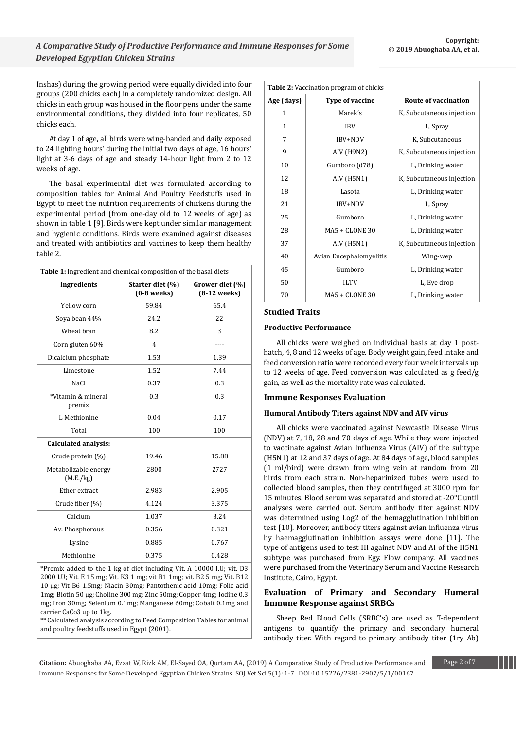Inshas) during the growing period were equally divided into four groups (200 chicks each) in a completely randomized design. All chicks in each group was housed in the floor pens under the same environmental conditions, they divided into four replicates, 50 chicks each.

At day 1 of age, all birds were wing-banded and daily exposed to 24 lighting hours' during the initial two days of age, 16 hours' light at 3-6 days of age and steady 14-hour light from 2 to 12 weeks of age.

The basal experimental diet was formulated according to composition tables for Animal And Poultry Feedstuffs used in Egypt to meet the nutrition requirements of chickens during the experimental period (from one-day old to 12 weeks of age) as shown in table 1 [9]. Birds were kept under similar management and hygienic conditions. Birds were examined against diseases and treated with antibiotics and vaccines to keep them healthy table 2.

**Table 1:** Ingredient and chemical composition of the basal diets

| Ingredients | Starter diet (%) (0-8 weeks) | Grower diet (%) (8-12 weeks) |
|---|---|---|
| Yellow corn | 59.84 | 65.4 |
| Soya bean 44% | 24.2 | 22 |
| Wheat bran | 8.2 | 3 |
| Corn gluten 60% | 4 | ---- |
| Dicalcium phosphate | 1.53 | 1.39 |
| Limestone | 1.52 | 7.44 |
| NaCl | 0.37 | 0.3 |
| *Vitamin & mineral premix | 0.3 | 0.3 |
| L Methionine | 0.04 | 0.17 |
| Total | 100 | 100 |
| **Calculated analysis:** | | |
| Crude protein (%) | 19.46 | 15.88 |
| Metabolizable energy (M.E./kg) | 2800 | 2727 |
| Ether extract | 2.983 | 2.905 |
| Crude fiber (%) | 4.124 | 3.375 |
| Calcium | 1.037 | 3.24 |
| Av. Phosphorous | 0.356 | 0.321 |
| Lysine | 0.885 | 0.767 |
| Methionine | 0.375 | 0.428 |

*Premix added to the 1 kg of diet including Vit. A 10000 I.U; vit. D3 2000 I.U; Vit. E 15 mg; Vit. K3 1 mg; vit B1 1mg; vit. B2 5 mg; Vit. B12 10 µg; Vit B6 1.5mg; Niacin 30mg; Pantothenic acid 10mg; Folic acid 1mg; Biotin 50 µg; Choline 300 mg; Zinc 50mg; Copper 4mg; Iodine 0.3 mg; Iron 30mg; Selenium 0.1mg; Manganese 60mg; Cobalt 0.1mg and carrier CaCo3 up to 1kg.

** Calculated analysis according to Feed Composition Tables for animal and poultry feedstuffs used in Egypt (2001).

**Table 2:** Vaccination program of chicks

| Age (days) | Type of vaccine | Route of vaccination |
|---|---|---|
| 1 | Marek's | K, Subcutaneous injection |
| 1 | IBV | L, Spray |
| 7 | IBV+NDV | K, Subcutaneous |
| 9 | AIV (H9N2) | K, Subcutaneous injection |
| 10 | Gumboro (d78) | L, Drinking water |
| 12 | AIV (H5N1) | K, Subcutaneous injection |
| 18 | Lasota | L, Drinking water |
| 21 | IBV+NDV | L, Spray |
| 25 | Gumboro | L, Drinking water |
| 28 | MA5 + CLONE 30 | L, Drinking water |
| 37 | AIV (H5N1) | K, Subcutaneous injection |
| 40 | Avian Encephalomyelitis | Wing-wep |
| 45 | Gumboro | L, Drinking water |
| 50 | ILTV | L, Eye drop |
| 70 | MA5 + CLONE 30 | L, Drinking water |

## Studied Traits

### Productive Performance

All chicks were weighed on individual basis at day 1 post-hatch, 4, 8 and 12 weeks of age. Body weight gain, feed intake and feed conversion ratio were recorded every four week intervals up to 12 weeks of age. Feed conversion was calculated as g feed/g gain, as well as the mortality rate was calculated.

## Immune Responses Evaluation

### Humoral Antibody Titers against NDV and AIV virus

All chicks were vaccinated against Newcastle Disease Virus (NDV) at 7, 18, 28 and 70 days of age. While they were injected to vaccinate against Avian Influenza Virus (AIV) of the subtype (H5N1) at 12 and 37 days of age. At 84 days of age, blood samples (1 ml/bird) were drawn from wing vein at random from 20 birds from each strain. Non-heparinized tubes were used to collected blood samples, then they centrifuged at 3000 rpm for 15 minutes. Blood serum was separated and stored at -20°C until analyses were carried out. Serum antibody titer against NDV was determined using Log2 of the hemagglutination inhibition test [10]. Moreover, antibody titers against avian influenza virus by haemagglutination inhibition assays were done [11]. The type of antigens used to test HI against NDV and AI of the H5N1 subtype was purchased from Egy. Flow company. All vaccines were purchased from the Veterinary Serum and Vaccine Research Institute, Cairo, Egypt.

### Evaluation of Primary and Secondary Humeral Immune Response against SRBCs

Sheep Red Blood Cells (SRBC's) are used as T-dependent antigens to quantify the primary and secondary humeral antibody titer. With regard to primary antibody titer (1ry Ab)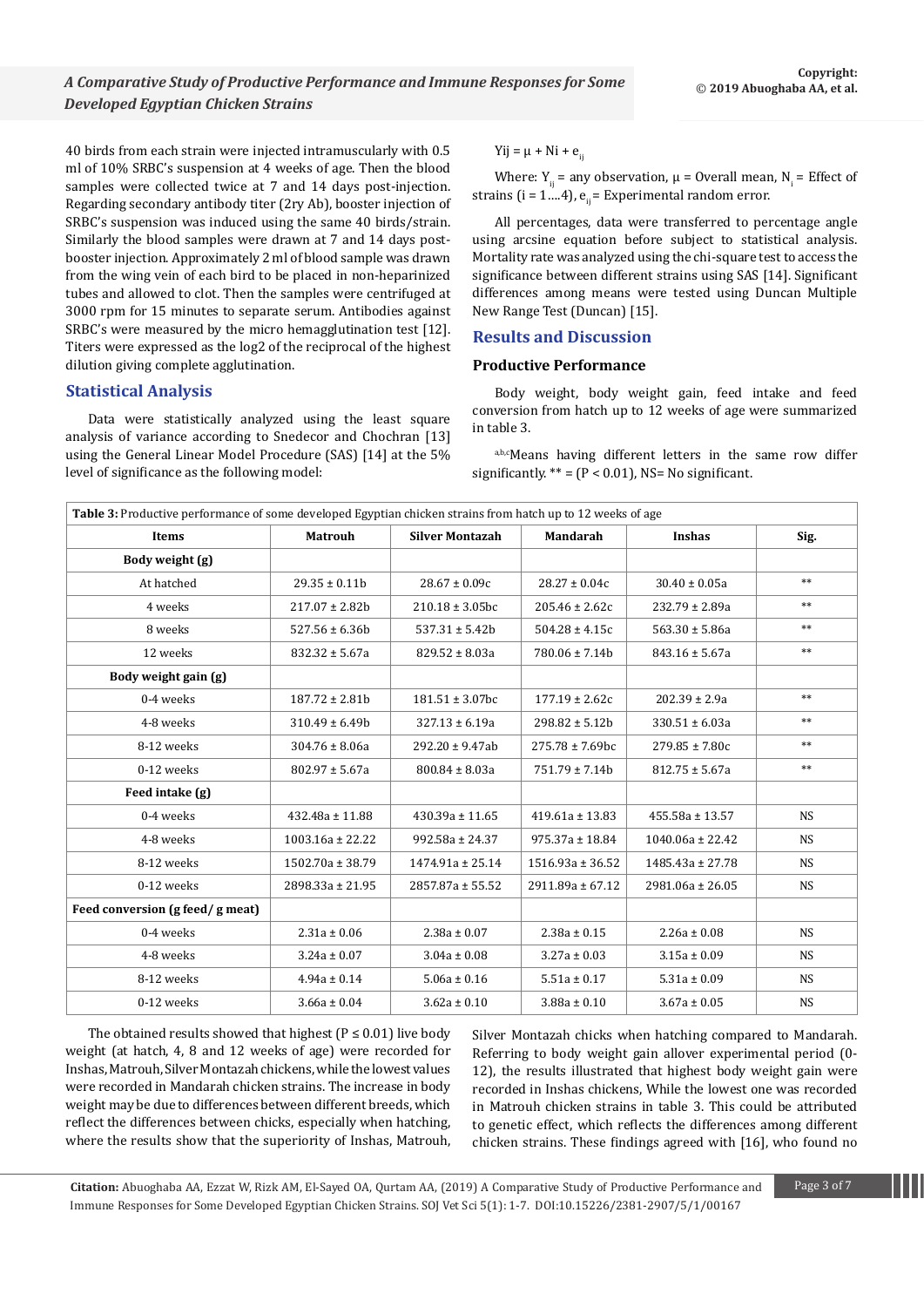40 birds from each strain were injected intramuscularly with 0.5 ml of 10% SRBC's suspension at 4 weeks of age. Then the blood samples were collected twice at 7 and 14 days post-injection. Regarding secondary antibody titer (2ry Ab), booster injection of SRBC's suspension was induced using the same 40 birds/strain. Similarly the blood samples were drawn at 7 and 14 days post-booster injection. Approximately 2 ml of blood sample was drawn from the wing vein of each bird to be placed in non-heparinized tubes and allowed to clot. Then the samples were centrifuged at 3000 rpm for 15 minutes to separate serum. Antibodies against SRBC's were measured by the micro hemagglutination test [12]. Titers were expressed as the log2 of the reciprocal of the highest dilution giving complete agglutination.

## Statistical Analysis

Data were statistically analyzed using the least square analysis of variance according to Snedecor and Chochran [13] using the General Linear Model Procedure (SAS) [14] at the 5% level of significance as the following model:

$$Y_{ij} = \mu + N_i + e_{ij}$$

Where: $Y_{ij}$ = any observation, $\mu$ = Overall mean, $N_i$ = Effect of strains (i = 1….4), $e_{ij}$ = Experimental random error.

All percentages, data were transferred to percentage angle using arcsine equation before subject to statistical analysis. Mortality rate was analyzed using the chi-square test to access the significance between different strains using SAS [14]. Significant differences among means were tested using Duncan Multiple New Range Test (Duncan) [15].

## Results and Discussion

### Productive Performance

Body weight, body weight gain, feed intake and feed conversion from hatch up to 12 weeks of age were summarized in table 3.

[a,b,c]Means having different letters in the same row differ significantly. ** = (P < 0.01), NS= No significant.

**Table 3:** Productive performance of some developed Egyptian chicken strains from hatch up to 12 weeks of age

| Items | Matrouh | Silver Montazah | Mandarah | Inshas | Sig. |
|---|---|---|---|---|---|
| **Body weight (g)** | | | | | |
| At hatched | 29.35 ± 0.11b | 28.67 ± 0.09c | 28.27 ± 0.04c | 30.40 ± 0.05a | ** |
| 4 weeks | 217.07 ± 2.82b | 210.18 ± 3.05bc | 205.46 ± 2.62c | 232.79 ± 2.89a | ** |
| 8 weeks | 527.56 ± 6.36b | 537.31 ± 5.42b | 504.28 ± 4.15c | 563.30 ± 5.86a | ** |
| 12 weeks | 832.32 ± 5.67a | 829.52 ± 8.03a | 780.06 ± 7.14b | 843.16 ± 5.67a | ** |
| **Body weight gain (g)** | | | | | |
| 0-4 weeks | 187.72 ± 2.81b | 181.51 ± 3.07bc | 177.19 ± 2.62c | 202.39 ± 2.9a | ** |
| 4-8 weeks | 310.49 ± 6.49b | 327.13 ± 6.19a | 298.82 ± 5.12b | 330.51 ± 6.03a | ** |
| 8-12 weeks | 304.76 ± 8.06a | 292.20 ± 9.47ab | 275.78 ± 7.69bc | 279.85 ± 7.80c | ** |
| 0-12 weeks | 802.97 ± 5.67a | 800.84 ± 8.03a | 751.79 ± 7.14b | 812.75 ± 5.67a | ** |
| **Feed intake (g)** | | | | | |
| 0-4 weeks | 432.48a ± 11.88 | 430.39a ± 11.65 | 419.61a ± 13.83 | 455.58a ± 13.57 | NS |
| 4-8 weeks | 1003.16a ± 22.22 | 992.58a ± 24.37 | 975.37a ± 18.84 | 1040.06a ± 22.42 | NS |
| 8-12 weeks | 1502.70a ± 38.79 | 1474.91a ± 25.14 | 1516.93a ± 36.52 | 1485.43a ± 27.78 | NS |
| 0-12 weeks | 2898.33a ± 21.95 | 2857.87a ± 55.52 | 2911.89a ± 67.12 | 2981.06a ± 26.05 | NS |
| **Feed conversion (g feed/ g meat)** | | | | | |
| 0-4 weeks | 2.31a ± 0.06 | 2.38a ± 0.07 | 2.38a ± 0.15 | 2.26a ± 0.08 | NS |
| 4-8 weeks | 3.24a ± 0.07 | 3.04a ± 0.08 | 3.27a ± 0.03 | 3.15a ± 0.09 | NS |
| 8-12 weeks | 4.94a ± 0.14 | 5.06a ± 0.16 | 5.51a ± 0.17 | 5.31a ± 0.09 | NS |
| 0-12 weeks | 3.66a ± 0.04 | 3.62a ± 0.10 | 3.88a ± 0.10 | 3.67a ± 0.05 | NS |

The obtained results showed that highest (P ≤ 0.01) live body weight (at hatch, 4, 8 and 12 weeks of age) were recorded for Inshas, Matrouh, Silver Montazah chickens, while the lowest values were recorded in Mandarah chicken strains. The increase in body weight may be due to differences between different breeds, which reflect the differences between chicks, especially when hatching, where the results show that the superiority of Inshas, Matrouh, Silver Montazah chicks when hatching compared to Mandarah. Referring to body weight gain allover experimental period (0-12), the results illustrated that highest body weight gain were recorded in Inshas chickens, While the lowest one was recorded in Matrouh chicken strains in table 3. This could be attributed to genetic effect, which reflects the differences among different chicken strains. These findings agreed with [16], who found no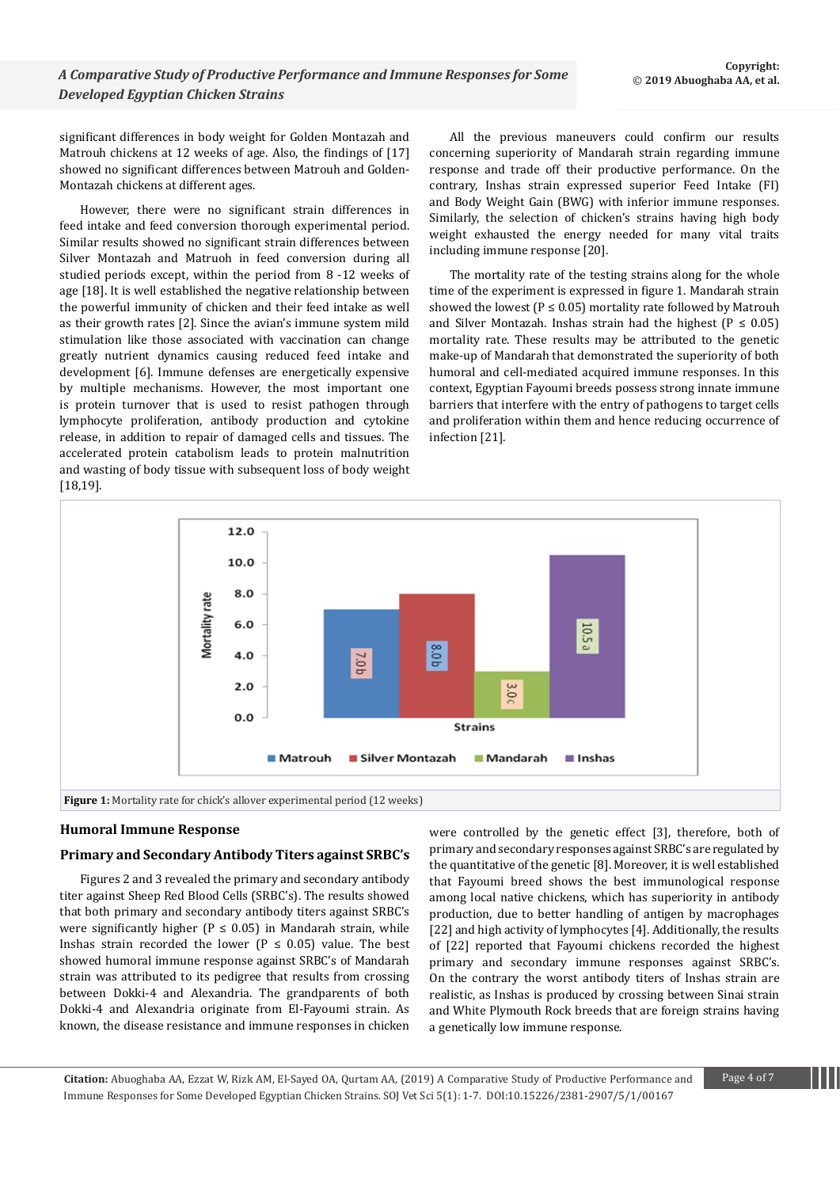significant differences in body weight for Golden Montazah and Matrouh chickens at 12 weeks of age. Also, the findings of [17] showed no significant differences between Matrouh and Golden-Montazah chickens at different ages.

However, there were no significant strain differences in feed intake and feed conversion thorough experimental period. Similar results showed no significant strain differences between Silver Montazah and Matruoh in feed conversion during all studied periods except, within the period from 8 -12 weeks of age [18]. It is well established the negative relationship between the powerful immunity of chicken and their feed intake as well as their growth rates [2]. Since the avian's immune system mild stimulation like those associated with vaccination can change greatly nutrient dynamics causing reduced feed intake and development [6]. Immune defenses are energetically expensive by multiple mechanisms. However, the most important one is protein turnover that is used to resist pathogen through lymphocyte proliferation, antibody production and cytokine release, in addition to repair of damaged cells and tissues. The accelerated protein catabolism leads to protein malnutrition and wasting of body tissue with subsequent loss of body weight [18,19].

All the previous maneuvers could confirm our results concerning superiority of Mandarah strain regarding immune response and trade off their productive performance. On the contrary, Inshas strain expressed superior Feed Intake (FI) and Body Weight Gain (BWG) with inferior immune responses. Similarly, the selection of chicken's strains having high body weight exhausted the energy needed for many vital traits including immune response [20].

The mortality rate of the testing strains along for the whole time of the experiment is expressed in figure 1. Mandarah strain showed the lowest ($P \leq 0.05$) mortality rate followed by Matrouh and Silver Montazah. Inshas strain had the highest ($P \leq 0.05$) mortality rate. These results may be attributed to the genetic make-up of Mandarah that demonstrated the superiority of both humoral and cell-mediated acquired immune responses. In this context, Egyptian Fayoumi breeds possess strong innate immune barriers that interfere with the entry of pathogens to target cells and proliferation within them and hence reducing occurrence of infection [21].

**Figure 1:** Mortality rate for chick's allover experimental period (12 weeks)

## Humoral Immune Response

### Primary and Secondary Antibody Titers against SRBC's

Figures 2 and 3 revealed the primary and secondary antibody titer against Sheep Red Blood Cells (SRBC's). The results showed that both primary and secondary titers against SRBC's were significantly higher ($P \leq 0.05$) in Mandarah strain, while Inshas strain recorded the lower ($P \leq 0.05$) value. The best showed humoral immune response against SRBC's of Mandarah strain was attributed to its pedigree that results from crossing between Dokki-4 and Alexandria. The grandparents of both Dokki-4 and Alexandria originate from El-Fayoumi strain. As known, the disease resistance and immune responses in chicken were controlled by the genetic effect [3], therefore, both of primary and secondary responses against SRBC's are regulated by the quantitative of the genetic [8]. Moreover, it is well established that Fayoumi breed shows the best immunological response among local native chickens, which has superiority in antibody production, due to better handling of antigen by macrophages [22] and high activity of lymphocytes [4]. Additionally, the results of [22] reported that Fayoumi chickens recorded the highest primary and secondary immune responses against SRBC's. On the contrary the worst antibody titers of Inshas strain are realistic, as Inshas is produced by crossing between Sinai strain and White Plymouth Rock breeds that are foreign strains having a genetically low immune response.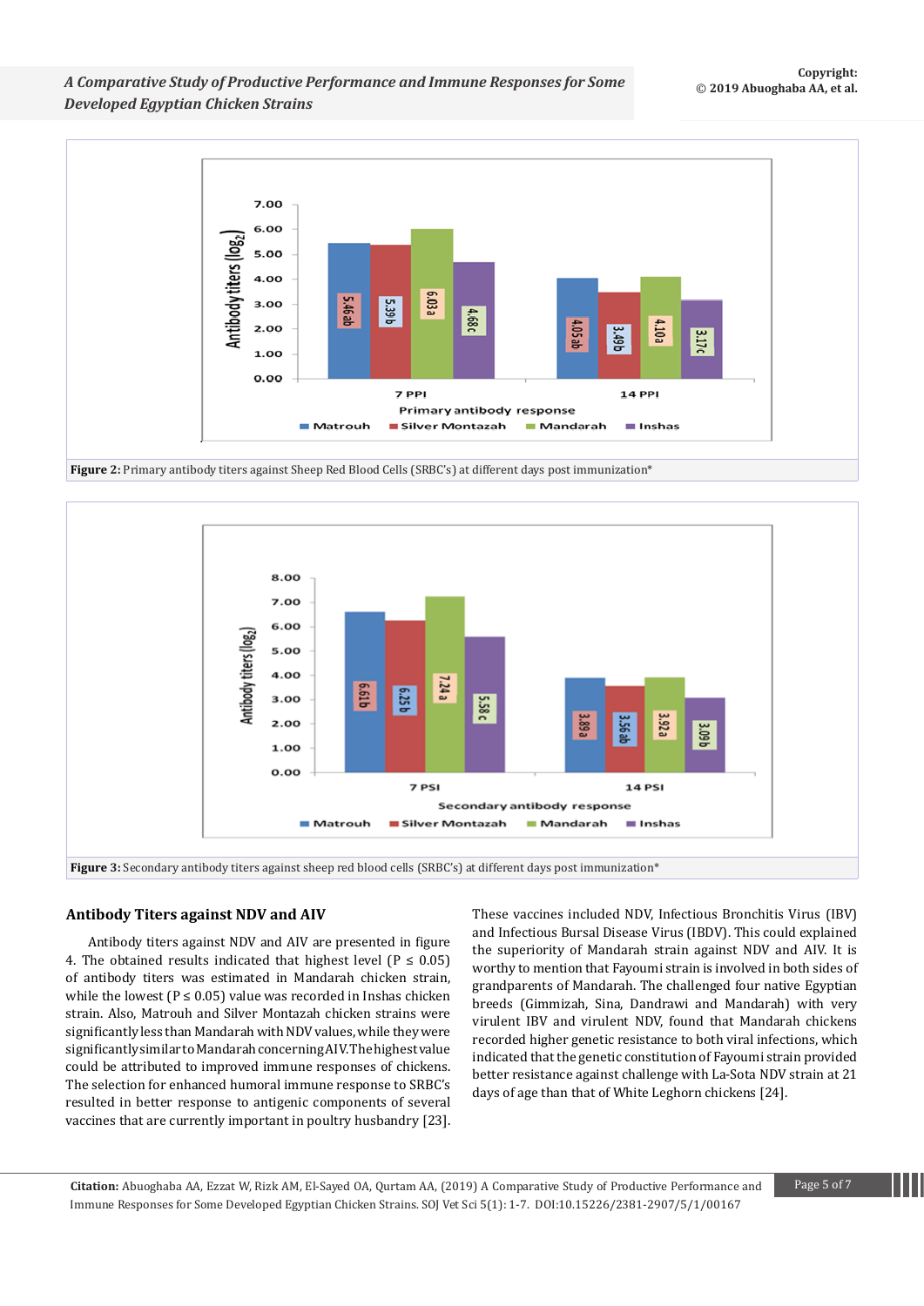Figure 2: Primary antibody titers against Sheep Red Blood Cells (SRBC's) at different days post immunization*

Figure 3: Secondary antibody titers against sheep red blood cells (SRBC's) at different days post immunization*

### Antibody Titers against NDV and AIV

Antibody titers against NDV and AIV are presented in figure 4. The obtained results indicated that highest level ($P \leq 0.05$) of antibody titers was estimated in Mandarah chicken strain, while the lowest ($P \leq 0.05$) value was recorded in Inshas chicken strain. Also, Matrouh and Silver Montazah chicken strains were significantly less than Mandarah with NDV values, while they were significantly similar to Mandarah concerning AIV. The highest value could be attributed to improved immune responses of chickens. The selection for enhanced humoral immune response to SRBC's resulted in better response to antigenic components of several vaccines that are currently important in poultry husbandry [23]. These vaccines included NDV, Infectious Bronchitis Virus (IBV) and Infectious Bursal Disease Virus (IBDV). This could explained the superiority of Mandarah strain against NDV and AIV. It is worthy to mention that Fayoumi strain is involved in both sides of grandparents of Mandarah. The challenged four native Egyptian breeds (Gimmizah, Sina, Dandrawi and Mandarah) with very virulent IBV and virulent NDV, found that Mandarah chickens recorded higher genetic resistance to both viral infections, which indicated that the genetic constitution of Fayoumi strain provided better resistance against challenge with La-Sota NDV strain at 21 days of age than that of White Leghorn chickens [24].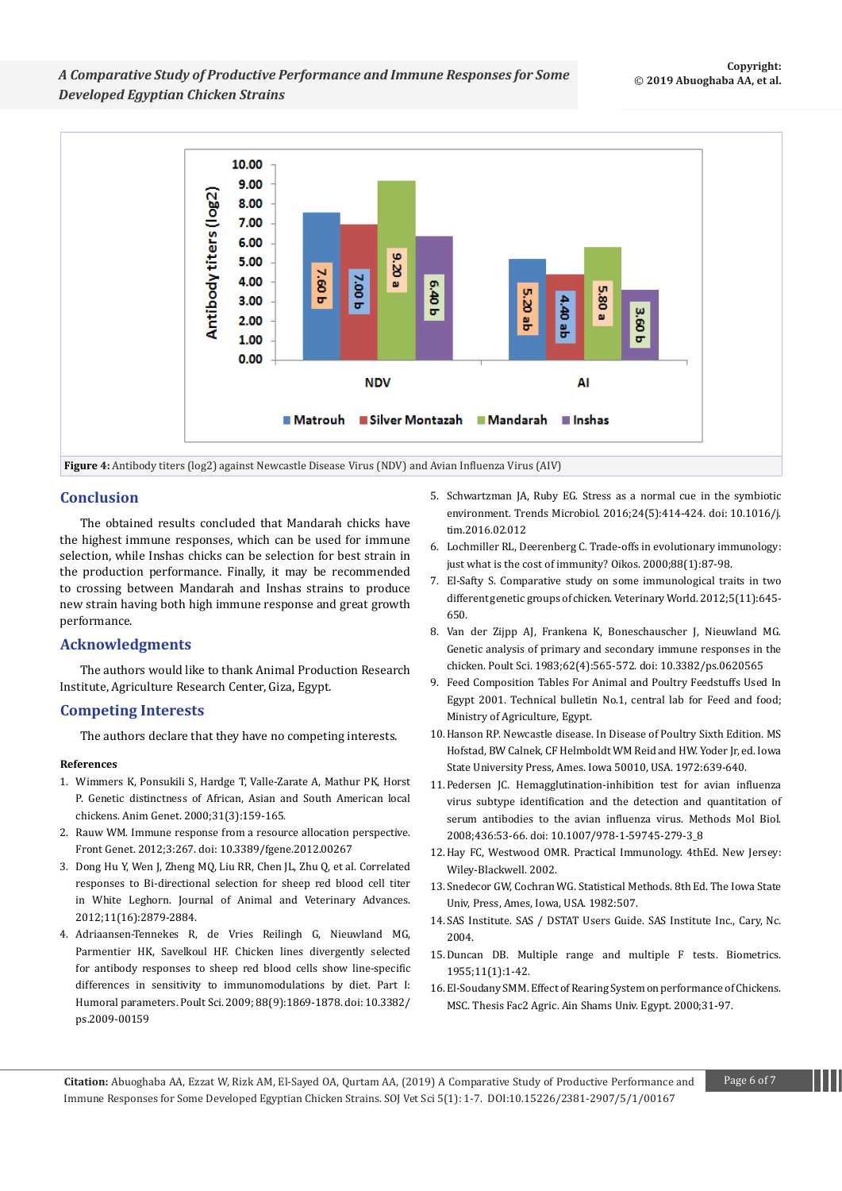Figure 4: Antibody titers (log2) against Newcastle Disease Virus (NDV) and Avian Influenza Virus (AIV)

## Conclusion

The obtained results concluded that Mandarah chicks have the highest immune responses, which can be used for immune selection, while Inshas chicks can be selection for best strain in the production performance. Finally, it may be recommended to crossing between Mandarah and Inshas strains to produce new strain having both high immune response and great growth performance.

## Acknowledgments

The authors would like to thank Animal Production Research Institute, Agriculture Research Center, Giza, Egypt.

## Competing Interests

The authors declare that they have no competing interests.

### References

1. Wimmers K, Ponsukili S, Hardge T, Valle-Zarate A, Mathur PK, Horst P. Genetic distinctness of African, Asian and South American local chickens. Anim Genet. 2000;31(3):159-165.
2. Rauw WM. Immune response from a resource allocation perspective. Front Genet. 2012;3:267. doi: 10.3389/fgene.2012.00267
3. Dong Hu Y, Wen J, Zheng MQ, Liu RR, Chen JL, Zhu Q, et al. Correlated responses to Bi-directional selection for sheep red blood cell titer in White Leghorn. Journal of Animal and Veterinary Advances. 2012;11(16):2879-2884.
4. Adriaansen-Tennekes R, de Vries Reilingh G, Nieuwland MG, Parmentier HK, Savelkoul HF. Chicken lines divergently selected for antibody responses to sheep red blood cells show line-specific differences in sensitivity to immunomodulations by diet. Part I: Humoral parameters. Poult Sci. 2009; 88(9):1869-1878. doi: 10.3382/ps.2009-00159
5. Schwartzman JA, Ruby EG. Stress as a normal cue in the symbiotic environment. Trends Microbiol. 2016;24(5):414-424. doi: 10.1016/j.tim.2016.02.012
6. Lochmiller RL, Deerenberg C. Trade-offs in evolutionary immunology: just what is the cost of immunity? Oikos. 2000;88(1):87-98.
7. El-Safty S. Comparative study on some immunological traits in two different genetic groups of chicken. Veterinary World. 2012;5(11):645-650.
8. Van der Zijpp AJ, Frankena K, Boneschauscher J, Nieuwland MG. Genetic analysis of primary and secondary immune responses in the chicken. Poult Sci. 1983;62(4):565-572. doi: 10.3382/ps.0620565
9. Feed Composition Tables For Animal and Poultry Feedstuffs Used In Egypt 2001. Technical bulletin No.1, central lab for Feed and food; Ministry of Agriculture, Egypt.
10. Hanson RP. Newcastle disease. In Disease of Poultry Sixth Edition. MS Hofstad, BW Calnek, CF Helmboldt WM Reid and HW. Yoder Jr, ed. Iowa State University Press, Ames. Iowa 50010, USA. 1972:639-640.
11. Pedersen JC. Hemagglutination-inhibition test for avian influenza virus subtype identification and the detection and quantitation of serum antibodies to the avian influenza virus. Methods Mol Biol. 2008;436:53-66. doi: 10.1007/978-1-59745-279-3_8
12. Hay FC, Westwood OMR. Practical Immunology. 4thEd. New Jersey: Wiley-Blackwell. 2002.
13. Snedecor GW, Cochran WG. Statistical Methods. 8th Ed. The Iowa State Univ, Press, Ames, Iowa, USA. 1982:507.
14. SAS Institute. SAS / DSTAT Users Guide. SAS Institute Inc., Cary, Nc. 2004.
15. Duncan DB. Multiple range and multiple F tests. Biometrics. 1955;11(1):1-42.
16. El-Soudany SMM. Effect of Rearing System on performance of Chickens. MSC. Thesis Fac2 Agric. Ain Shams Univ. Egypt. 2000;31-97.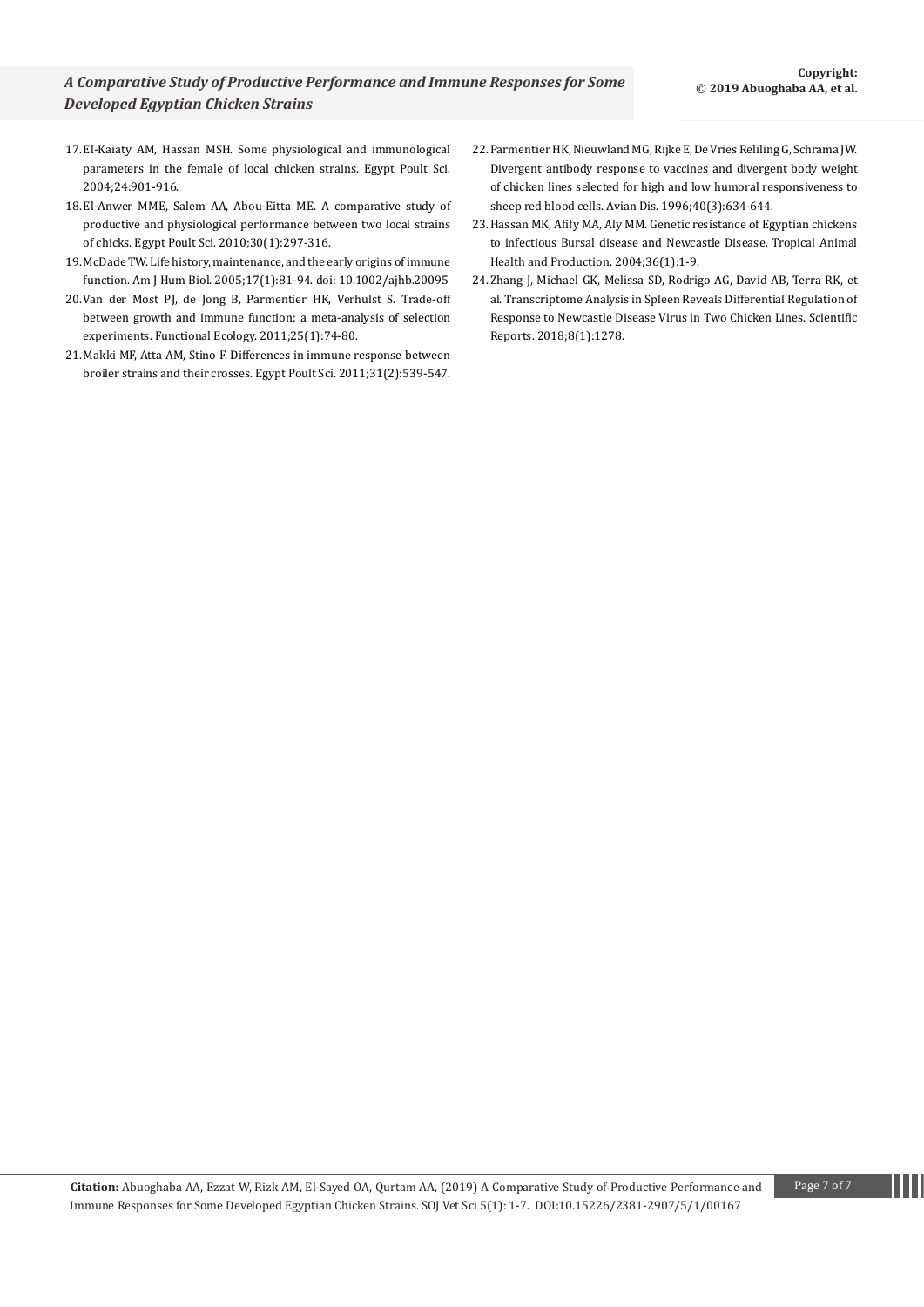17. El-Kaiaty AM, Hassan MSH. Some physiological and immunological parameters in the female of local chicken strains. Egypt Poult Sci. 2004;24:901-916.
18. El-Anwer MME, Salem AA, Abou-Eitta ME. A comparative study of productive and physiological performance between two local strains of chicks. Egypt Poult Sci. 2010;30(1):297-316.
19. McDade TW. Life history, maintenance, and the early origins of immune function. Am J Hum Biol. 2005;17(1):81-94. doi: 10.1002/ajhb.20095
20. Van der Most PJ, de Jong B, Parmentier HK, Verhulst S. Trade-off between growth and immune function: a meta-analysis of selection experiments. Functional Ecology. 2011;25(1):74-80.
21. Makki MF, Atta AM, Stino F. Differences in immune response between broiler strains and their crosses. Egypt Poult Sci. 2011;31(2):539-547.
22. Parmentier HK, Nieuwland MG, Rijke E, De Vries Reliling G, Schrama JW. Divergent antibody response to vaccines and divergent body weight of chicken lines selected for high and low humoral responsiveness to sheep red blood cells. Avian Dis. 1996;40(3):634-644.
23. Hassan MK, Afify MA, Aly MM. Genetic resistance of Egyptian chickens to infectious Bursal disease and Newcastle Disease. Tropical Animal Health and Production. 2004;36(1):1-9.
24. Zhang J, Michael GK, Melissa SD, Rodrigo AG, David AB, Terra RK, et al. Transcriptome Analysis in Spleen Reveals Differential Regulation of Response to Newcastle Disease Virus in Two Chicken Lines. Scientific Reports. 2018;8(1):1278.